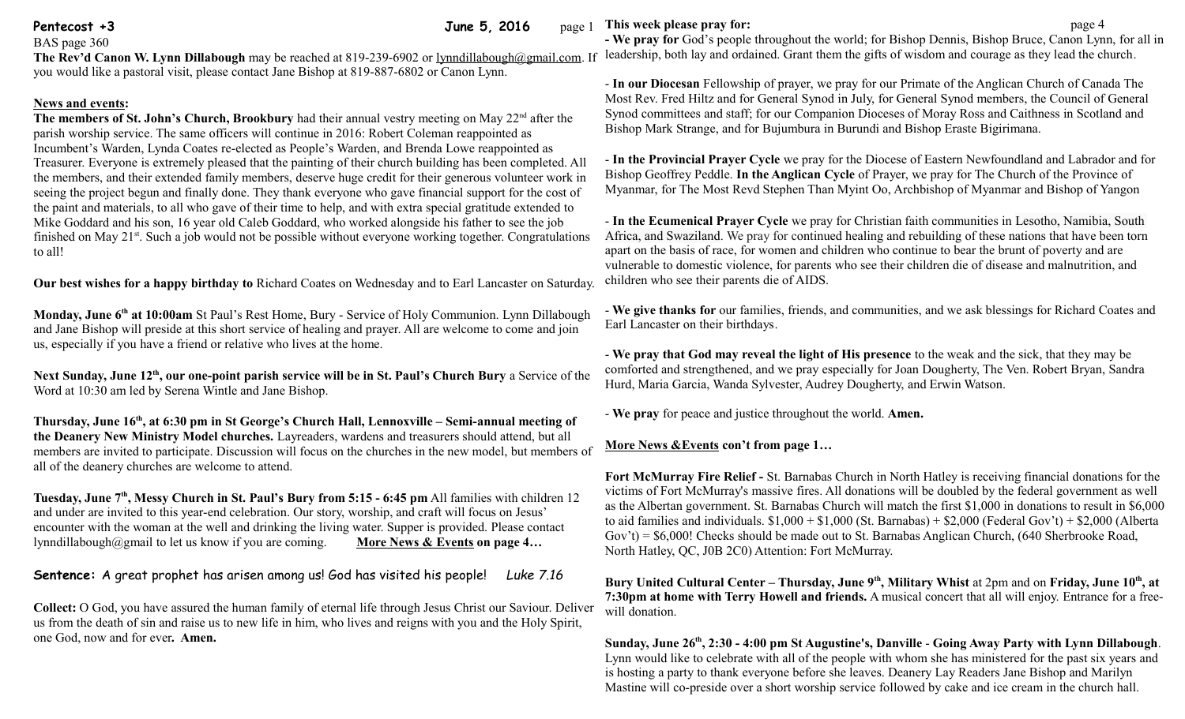**Pentecost +3** **June 5, 2016**

BAS page 360

**The Rev'd Canon W. Lynn Dillabough** may be reached at 819-239-6902 or lynndillabough@gmail.com. If you would like a pastoral visit, please contact Jane Bishop at 819-887-6802 or Canon Lynn.

**News and events:**

**The members of St. John's Church, Brookbury** had their annual vestry meeting on May 22nd after the parish worship service. The same officers will continue in 2016: Robert Coleman reappointed as Incumbent's Warden, Lynda Coates re-elected as People's Warden, and Brenda Lowe reappointed as Treasurer. Everyone is extremely pleased that the painting of their church building has been completed. All the members, and their extended family members, deserve huge credit for their generous volunteer work in seeing the project begun and finally done. They thank everyone who gave financial support for the cost of the paint and materials, to all who gave of their time to help, and with extra special gratitude extended to Mike Goddard and his son, 16 year old Caleb Goddard, who worked alongside his father to see the job finished on May 21st. Such a job would not be possible without everyone working together. Congratulations to all!

**Our best wishes for a happy birthday to** Richard Coates on Wednesday and to Earl Lancaster on Saturday.

**Monday, June 6th at 10:00am** St Paul's Rest Home, Bury - Service of Holy Communion. Lynn Dillabough and Jane Bishop will preside at this short service of healing and prayer. All are welcome to come and join us, especially if you have a friend or relative who lives at the home.

**Next Sunday, June 12th, our one-point parish service will be in St. Paul's Church Bury** a Service of the Word at 10:30 am led by Serena Wintle and Jane Bishop.

**Thursday, June 16th, at 6:30 pm in St George's Church Hall, Lennoxville – Semi-annual meeting of the Deanery New Ministry Model churches.** Layreaders, wardens and treasurers should attend, but all members are invited to participate. Discussion will focus on the churches in the new model, but members of all of the deanery churches are welcome to attend.

**Tuesday, June 7th, Messy Church in St. Paul's Bury from 5:15 - 6:45 pm** All families with children 12 and under are invited to this year-end celebration. Our story, worship, and craft will focus on Jesus' encounter with the woman at the well and drinking the living water. Supper is provided. Please contact lynndillabough@gmail to let us know if you are coming. **More News & Events on page 4…**

**Sentence:** A great prophet has arisen among us! God has visited his people! *Luke 7.16*

**Collect:** O God, you have assured the human family of eternal life through Jesus Christ our Saviour. Deliver us from the death of sin and raise us to new life in him, who lives and reigns with you and the Holy Spirit, one God, now and for ever**. Amen.**

**This week please pray for:**

- **We pray for** God's people throughout the world; for Bishop Dennis, Bishop Bruce, Canon Lynn, for all in leadership, both lay and ordained. Grant them the gifts of wisdom and courage as they lead the church.

- **In our Diocesan** Fellowship of prayer, we pray for our Primate of the Anglican Church of Canada The Most Rev. Fred Hiltz and for General Synod in July, for General Synod members, the Council of General Synod committees and staff; for our Companion Dioceses of Moray Ross and Caithness in Scotland and Bishop Mark Strange, and for Bujumbura in Burundi and Bishop Eraste Bigirimana.

- **In the Provincial Prayer Cycle** we pray for the Diocese of Eastern Newfoundland and Labrador and for Bishop Geoffrey Peddle. **In the Anglican Cycle** of Prayer, we pray for The Church of the Province of Myanmar, for The Most Revd Stephen Than Myint Oo, Archbishop of Myanmar and Bishop of Yangon

- **In the Ecumenical Prayer Cycle** we pray for Christian faith communities in Lesotho, Namibia, South Africa, and Swaziland. We pray for continued healing and rebuilding of these nations that have been torn apart on the basis of race, for women and children who continue to bear the brunt of poverty and are vulnerable to domestic violence, for parents who see their children die of disease and malnutrition, and children who see their parents die of AIDS.

- **We give thanks for** our families, friends, and communities, and we ask blessings for Richard Coates and Earl Lancaster on their birthdays.

- **We pray that God may reveal the light of His presence** to the weak and the sick, that they may be comforted and strengthened, and we pray especially for Joan Dougherty, The Ven. Robert Bryan, Sandra Hurd, Maria Garcia, Wanda Sylvester, Audrey Dougherty, and Erwin Watson.

- **We pray** for peace and justice throughout the world. **Amen.**

**More News &Events con't from page 1…**

**Fort McMurray Fire Relief -** St. Barnabas Church in North Hatley is receiving financial donations for the victims of Fort McMurray's massive fires. All donations will be doubled by the federal government as well as the Albertan government. St. Barnabas Church will match the first $1,000 in donations to result in $6,000 to aid families and individuals. $1,000 + $1,000 (St. Barnabas) + $2,000 (Federal Gov't) + $2,000 (Alberta Gov't) = $6,000! Checks should be made out to St. Barnabas Anglican Church, (640 Sherbrooke Road, North Hatley, QC, J0B 2C0) Attention: Fort McMurray.

**Bury United Cultural Center – Thursday, June 9th, Military Whist** at 2pm and on **Friday, June 10th, at 7:30pm at home with Terry Howell and friends.** A musical concert that all will enjoy. Entrance for a free-will donation.

**Sunday, June 26th, 2:30 - 4:00 pm St Augustine's, Danville - Going Away Party with Lynn Dillabough**. Lynn would like to celebrate with all of the people with whom she has ministered for the past six years and is hosting a party to thank everyone before she leaves. Deanery Lay Readers Jane Bishop and Marilyn Mastine will co-preside over a short worship service followed by cake and ice cream in the church hall.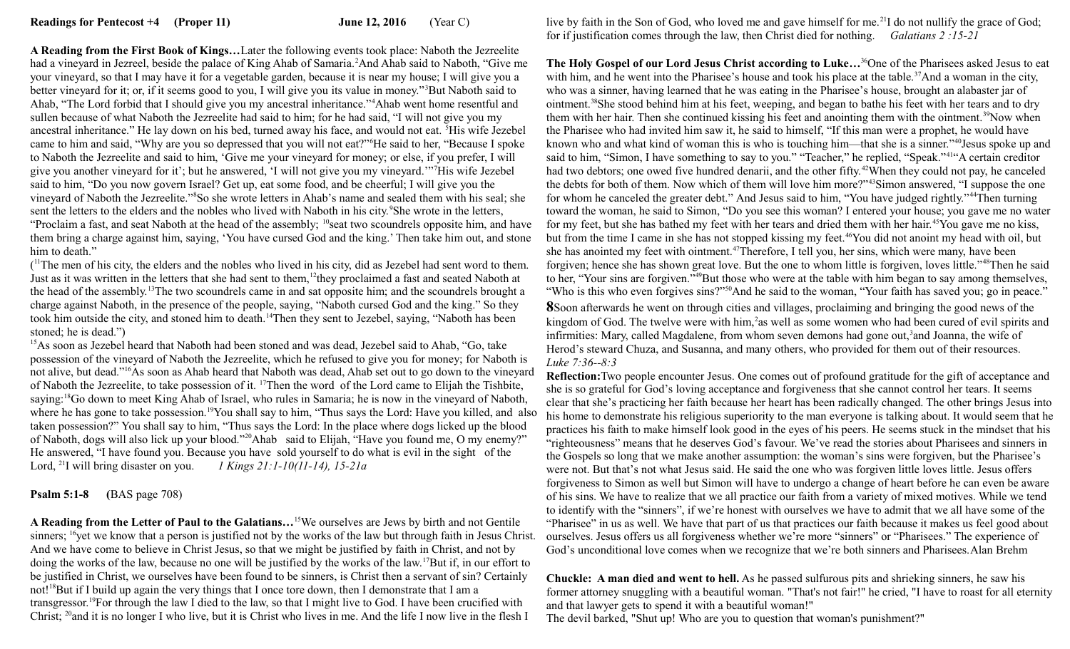**Readings for Pentecost +4 (Proper 11) June 12, 2016 (Year C)**

**A Reading from the First Book of Kings…**Later the following events took place: Naboth the Jezreelite had a vineyard in Jezreel, beside the palace of King Ahab of Samaria.[2]And Ahab said to Naboth, "Give me your vineyard, so that I may have it for a vegetable garden, because it is near my house; I will give you a better vineyard for it; or, if it seems good to you, I will give you its value in money."[3]But Naboth said to Ahab, "The Lord forbid that I should give you my ancestral inheritance."[4]Ahab went home resentful and sullen because of what Naboth the Jezreelite had said to him; for he had said, "I will not give you my ancestral inheritance." He lay down on his bed, turned away his face, and would not eat. [5]His wife Jezebel came to him and said, "Why are you so depressed that you will not eat?"[6]He said to her, "Because I spoke to Naboth the Jezreelite and said to him, 'Give me your vineyard for money; or else, if you prefer, I will give you another vineyard for it'; but he answered, 'I will not give you my vineyard.'"[7]His wife Jezebel said to him, "Do you now govern Israel? Get up, eat some food, and be cheerful; I will give you the vineyard of Naboth the Jezreelite."[8]So she wrote letters in Ahab's name and sealed them with his seal; she sent the letters to the elders and the nobles who lived with Naboth in his city.[9]She wrote in the letters, "Proclaim a fast, and seat Naboth at the head of the assembly; [10]seat two scoundrels opposite him, and have them bring a charge against him, saying, 'You have cursed God and the king.' Then take him out, and stone him to death."

([11]The men of his city, the elders and the nobles who lived in his city, did as Jezebel had sent word to them. Just as it was written in the letters that she had sent to them,[12]they proclaimed a fast and seated Naboth at the head of the assembly.[13]The two scoundrels came in and sat opposite him; and the scoundrels brought a charge against Naboth, in the presence of the people, saying, "Naboth cursed God and the king." So they took him outside the city, and stoned him to death.[14]Then they sent to Jezebel, saying, "Naboth has been stoned; he is dead.")

[15]As soon as Jezebel heard that Naboth had been stoned and was dead, Jezebel said to Ahab, "Go, take possession of the vineyard of Naboth the Jezreelite, which he refused to give you for money; for Naboth is not alive, but dead."[16]As soon as Ahab heard that Naboth was dead, Ahab set out to go down to the vineyard of Naboth the Jezreelite, to take possession of it. [17]Then the word of the Lord came to Elijah the Tishbite, saying:[18]Go down to meet King Ahab of Israel, who rules in Samaria; he is now in the vineyard of Naboth, where he has gone to take possession.[19]You shall say to him, "Thus says the Lord: Have you killed, and also taken possession?" You shall say to him, "Thus says the Lord: In the place where dogs licked up the blood of Naboth, dogs will also lick up your blood."[20]Ahab said to Elijah, "Have you found me, O my enemy?" He answered, "I have found you. Because you have sold yourself to do what is evil in the sight of the Lord, [21]I will bring disaster on you. *1 Kings 21:1-10(11-14), 15-21a*

**Psalm 5:1-8 (**BAS page 708)

**A Reading from the Letter of Paul to the Galatians…**[15]We ourselves are Jews by birth and not Gentile sinners; [16]yet we know that a person is justified not by the works of the law but through faith in Jesus Christ. And we have come to believe in Christ Jesus, so that we might be justified by faith in Christ, and not by doing the works of the law, because no one will be justified by the works of the law.[17]But if, in our effort to be justified in Christ, we ourselves have been found to be sinners, is Christ then a servant of sin? Certainly not![18]But if I build up again the very things that I once tore down, then I demonstrate that I am a transgressor.[19]For through the law I died to the law, so that I might live to God. I have been crucified with Christ; [20]and it is no longer I who live, but it is Christ who lives in me. And the life I now live in the flesh I live by faith in the Son of God, who loved me and gave himself for me.[21]I do not nullify the grace of God; for if justification comes through the law, then Christ died for nothing. *Galatians 2 :15-21*

**The Holy Gospel of our Lord Jesus Christ according to Luke…**[36]One of the Pharisees asked Jesus to eat with him, and he went into the Pharisee's house and took his place at the table.[37]And a woman in the city, who was a sinner, having learned that he was eating in the Pharisee's house, brought an alabaster jar of ointment.[38]She stood behind him at his feet, weeping, and began to bathe his feet with her tears and to dry them with her hair. Then she continued kissing his feet and anointing them with the ointment.[39]Now when the Pharisee who had invited him saw it, he said to himself, "If this man were a prophet, he would have known who and what kind of woman this is who is touching him—that she is a sinner."[40]Jesus spoke up and said to him, "Simon, I have something to say to you." "Teacher," he replied, "Speak."[41]"A certain creditor had two debtors; one owed five hundred denarii, and the other fifty.[42]When they could not pay, he canceled the debts for both of them. Now which of them will love him more?"[43]Simon answered, "I suppose the one for whom he canceled the greater debt." And Jesus said to him, "You have judged rightly."[44]Then turning toward the woman, he said to Simon, "Do you see this woman? I entered your house; you gave me no water for my feet, but she has bathed my feet with her tears and dried them with her hair.[45]You gave me no kiss, but from the time I came in she has not stopped kissing my feet.[46]You did not anoint my head with oil, but she has anointed my feet with ointment.[47]Therefore, I tell you, her sins, which were many, have been forgiven; hence she has shown great love. But the one to whom little is forgiven, loves little."[48]Then he said to her, "Your sins are forgiven."[49]But those who were at the table with him began to say among themselves, "Who is this who even forgives sins?"[50]And he said to the woman, "Your faith has saved you; go in peace."

**8**Soon afterwards he went on through cities and villages, proclaiming and bringing the good news of the kingdom of God. The twelve were with him,[2]as well as some women who had been cured of evil spirits and infirmities: Mary, called Magdalene, from whom seven demons had gone out,[3]and Joanna, the wife of Herod's steward Chuza, and Susanna, and many others, who provided for them out of their resources. *Luke 7:36--8:3*

**Reflection:**Two people encounter Jesus. One comes out of profound gratitude for the gift of acceptance and she is so grateful for God's loving acceptance and forgiveness that she cannot control her tears. It seems clear that she's practicing her faith because her heart has been radically changed. The other brings Jesus into his home to demonstrate his religious superiority to the man everyone is talking about. It would seem that he practices his faith to make himself look good in the eyes of his peers. He seems stuck in the mindset that his "righteousness" means that he deserves God's favour. We've read the stories about Pharisees and sinners in the Gospels so long that we make another assumption: the woman's sins were forgiven, but the Pharisee's were not. But that's not what Jesus said. He said the one who was forgiven little loves little. Jesus offers forgiveness to Simon as well but Simon will have to undergo a change of heart before he can even be aware of his sins. We have to realize that we all practice our faith from a variety of mixed motives. While we tend to identify with the "sinners", if we're honest with ourselves we have to admit that we all have some of the "Pharisee" in us as well. We have that part of us that practices our faith because it makes us feel good about ourselves. Jesus offers us all forgiveness whether we're more "sinners" or "Pharisees." The experience of God's unconditional love comes when we recognize that we're both sinners and Pharisees. Alan Brehm

**Chuckle: A man died and went to hell.** As he passed sulfurous pits and shrieking sinners, he saw his former attorney snuggling with a beautiful woman. "That's not fair!" he cried, "I have to roast for all eternity and that lawyer gets to spend it with a beautiful woman!"

The devil barked, "Shut up! Who are you to question that woman's punishment?"